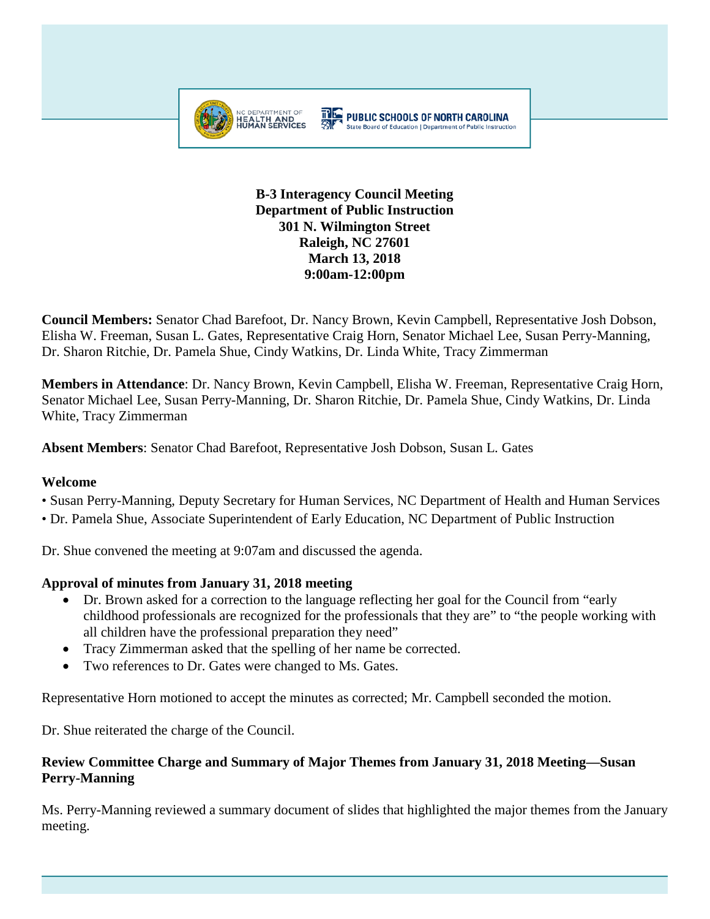**B-3 Interagency Council Meeting**
**Department of Public Instruction**
**301 N. Wilmington Street**
**Raleigh, NC 27601**
**March 13, 2018**
**9:00am-12:00pm**

**Council Members:** Senator Chad Barefoot, Dr. Nancy Brown, Kevin Campbell, Representative Josh Dobson, Elisha W. Freeman, Susan L. Gates, Representative Craig Horn, Senator Michael Lee, Susan Perry-Manning, Dr. Sharon Ritchie, Dr. Pamela Shue, Cindy Watkins, Dr. Linda White, Tracy Zimmerman

**Members in Attendance**: Dr. Nancy Brown, Kevin Campbell, Elisha W. Freeman, Representative Craig Horn, Senator Michael Lee, Susan Perry-Manning, Dr. Sharon Ritchie, Dr. Pamela Shue, Cindy Watkins, Dr. Linda White, Tracy Zimmerman

**Absent Members**: Senator Chad Barefoot, Representative Josh Dobson, Susan L. Gates

**Welcome**

- Susan Perry-Manning, Deputy Secretary for Human Services, NC Department of Health and Human Services
- Dr. Pamela Shue, Associate Superintendent of Early Education, NC Department of Public Instruction

Dr. Shue convened the meeting at 9:07am and discussed the agenda.

**Approval of minutes from January 31, 2018 meeting**

- Dr. Brown asked for a correction to the language reflecting her goal for the Council from "early childhood professionals are recognized for the professionals that they are" to "the people working with all children have the professional preparation they need"
- Tracy Zimmerman asked that the spelling of her name be corrected.
- Two references to Dr. Gates were changed to Ms. Gates.

Representative Horn motioned to accept the minutes as corrected; Mr. Campbell seconded the motion.

Dr. Shue reiterated the charge of the Council.

**Review Committee Charge and Summary of Major Themes from January 31, 2018 Meeting—Susan Perry-Manning**

Ms. Perry-Manning reviewed a summary document of slides that highlighted the major themes from the January meeting.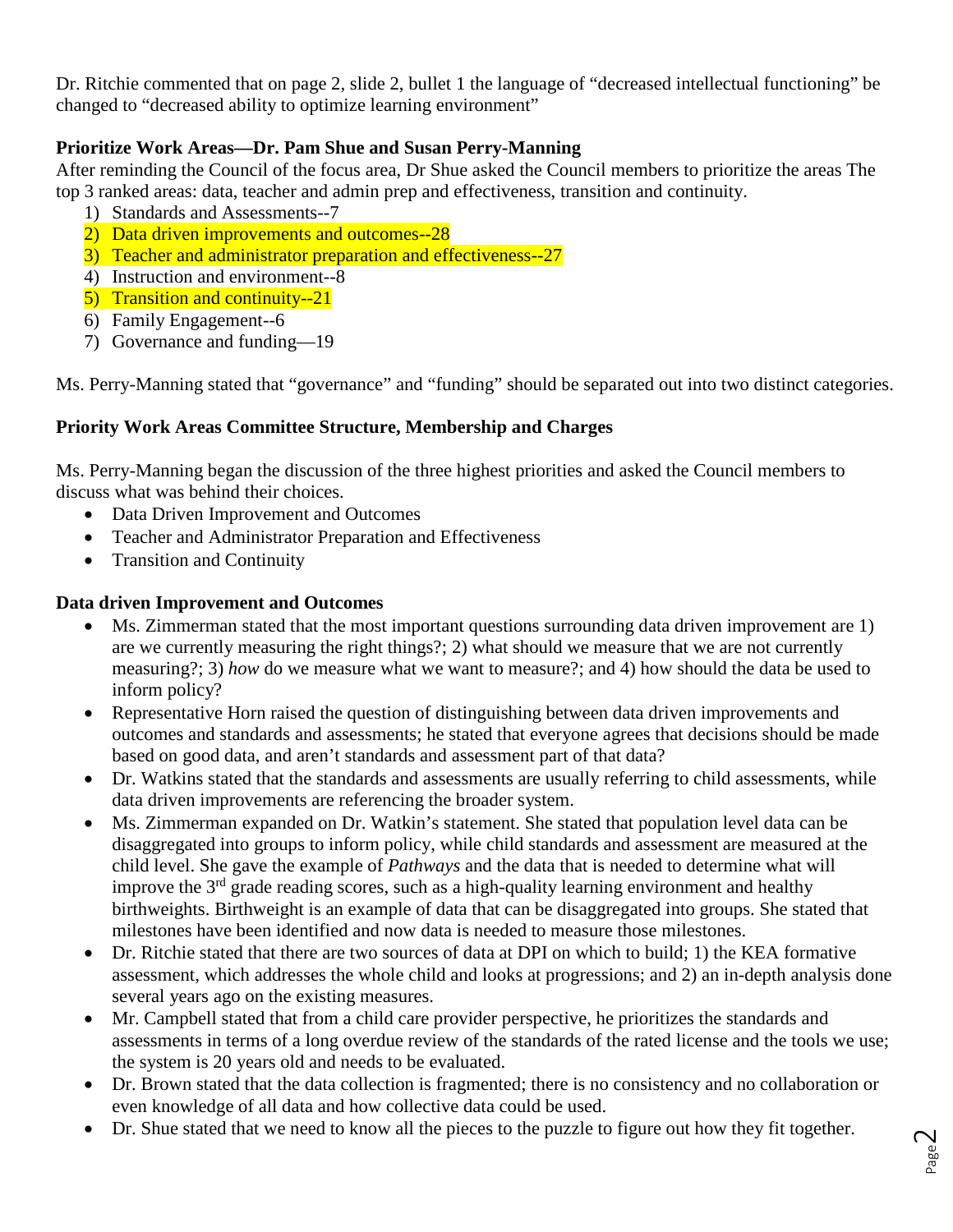Dr. Ritchie commented that on page 2, slide 2, bullet 1 the language of "decreased intellectual functioning" be changed to "decreased ability to optimize learning environment"

**Prioritize Work Areas—Dr. Pam Shue and Susan Perry-Manning**

After reminding the Council of the focus area, Dr Shue asked the Council members to prioritize the areas The top 3 ranked areas: data, teacher and admin prep and effectiveness, transition and continuity.

1) Standards and Assessments--7
2) Data driven improvements and outcomes--28
3) Teacher and administrator preparation and effectiveness--27
4) Instruction and environment--8
5) Transition and continuity--21
6) Family Engagement--6
7) Governance and funding—19

Ms. Perry-Manning stated that "governance" and "funding" should be separated out into two distinct categories.

**Priority Work Areas Committee Structure, Membership and Charges**

Ms. Perry-Manning began the discussion of the three highest priorities and asked the Council members to discuss what was behind their choices.

- Data Driven Improvement and Outcomes
- Teacher and Administrator Preparation and Effectiveness
- Transition and Continuity

**Data driven Improvement and Outcomes**

- Ms. Zimmerman stated that the most important questions surrounding data driven improvement are 1) are we currently measuring the right things?; 2) what should we measure that we are not currently measuring?; 3) *how* do we measure what we want to measure?; and 4) how should the data be used to inform policy?
- Representative Horn raised the question of distinguishing between data driven improvements and outcomes and standards and assessments; he stated that everyone agrees that decisions should be made based on good data, and aren't standards and assessment part of that data?
- Dr. Watkins stated that the standards and assessments are usually referring to child assessments, while data driven improvements are referencing the broader system.
- Ms. Zimmerman expanded on Dr. Watkin's statement. She stated that population level data can be disaggregated into groups to inform policy, while child standards and assessment are measured at the child level. She gave the example of *Pathways* and the data that is needed to determine what will improve the 3rd grade reading scores, such as a high-quality learning environment and healthy birthweights. Birthweight is an example of data that can be disaggregated into groups. She stated that milestones have been identified and now data is needed to measure those milestones.
- Dr. Ritchie stated that there are two sources of data at DPI on which to build; 1) the KEA formative assessment, which addresses the whole child and looks at progressions; and 2) an in-depth analysis done several years ago on the existing measures.
- Mr. Campbell stated that from a child care provider perspective, he prioritizes the standards and assessments in terms of a long overdue review of the standards of the rated license and the tools we use; the system is 20 years old and needs to be evaluated.
- Dr. Brown stated that the data collection is fragmented; there is no consistency and no collaboration or even knowledge of all data and how collective data could be used.
- Dr. Shue stated that we need to know all the pieces to the puzzle to figure out how they fit together.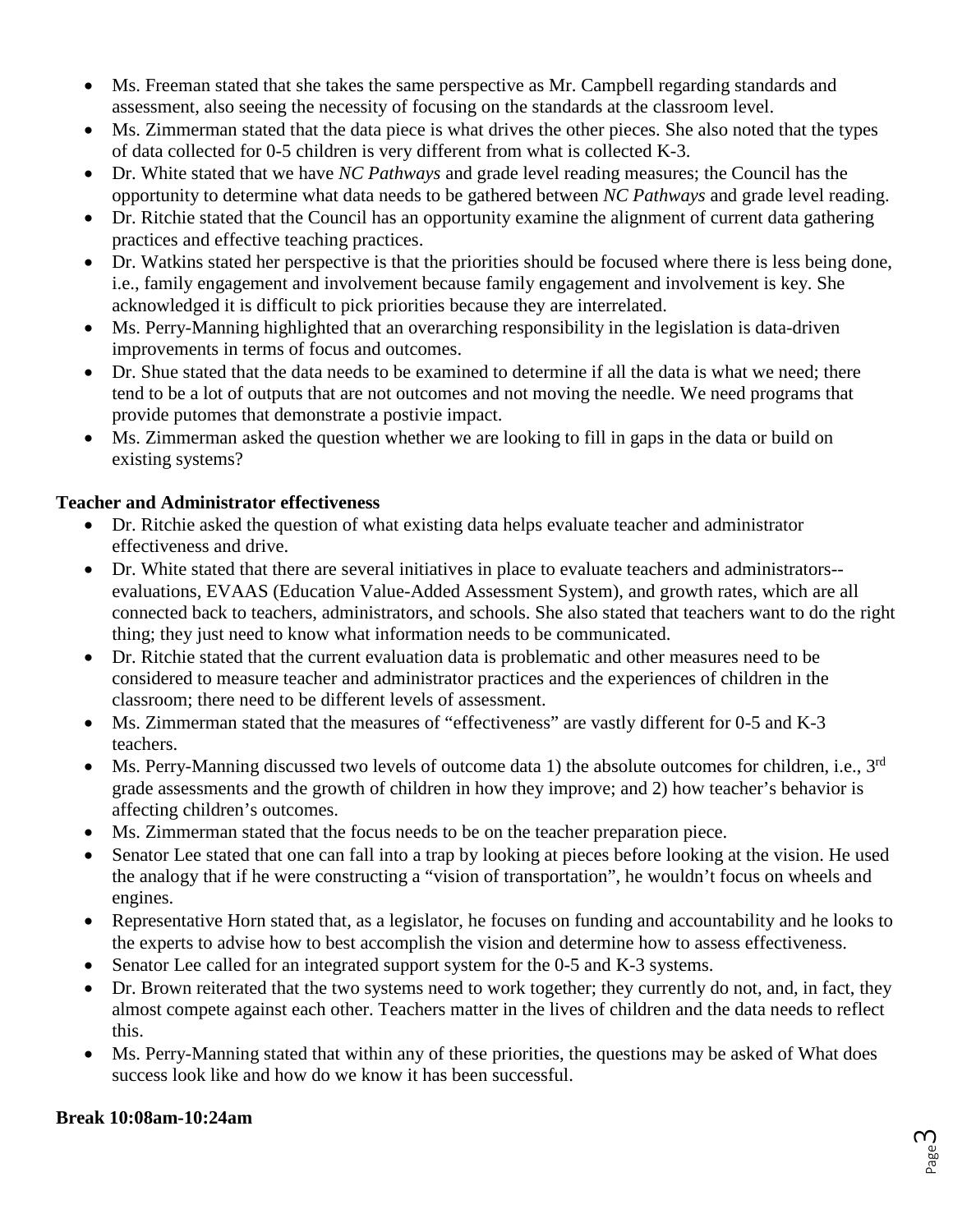- Ms. Freeman stated that she takes the same perspective as Mr. Campbell regarding standards and assessment, also seeing the necessity of focusing on the standards at the classroom level.
- Ms. Zimmerman stated that the data piece is what drives the other pieces. She also noted that the types of data collected for 0-5 children is very different from what is collected K-3.
- Dr. White stated that we have *NC Pathways* and grade level reading measures; the Council has the opportunity to determine what data needs to be gathered between *NC Pathways* and grade level reading.
- Dr. Ritchie stated that the Council has an opportunity examine the alignment of current data gathering practices and effective teaching practices.
- Dr. Watkins stated her perspective is that the priorities should be focused where there is less being done, i.e., family engagement and involvement because family engagement and involvement is key. She acknowledged it is difficult to pick priorities because they are interrelated.
- Ms. Perry-Manning highlighted that an overarching responsibility in the legislation is data-driven improvements in terms of focus and outcomes.
- Dr. Shue stated that the data needs to be examined to determine if all the data is what we need; there tend to be a lot of outputs that are not outcomes and not moving the needle. We need programs that provide putomes that demonstrate a postivie impact.
- Ms. Zimmerman asked the question whether we are looking to fill in gaps in the data or build on existing systems?

**Teacher and Administrator effectiveness**

- Dr. Ritchie asked the question of what existing data helps evaluate teacher and administrator effectiveness and drive.
- Dr. White stated that there are several initiatives in place to evaluate teachers and administrators--evaluations, EVAAS (Education Value-Added Assessment System), and growth rates, which are all connected back to teachers, administrators, and schools. She also stated that teachers want to do the right thing; they just need to know what information needs to be communicated.
- Dr. Ritchie stated that the current evaluation data is problematic and other measures need to be considered to measure teacher and administrator practices and the experiences of children in the classroom; there need to be different levels of assessment.
- Ms. Zimmerman stated that the measures of "effectiveness" are vastly different for 0-5 and K-3 teachers.
- Ms. Perry-Manning discussed two levels of outcome data 1) the absolute outcomes for children, i.e., 3rd grade assessments and the growth of children in how they improve; and 2) how teacher's behavior is affecting children's outcomes.
- Ms. Zimmerman stated that the focus needs to be on the teacher preparation piece.
- Senator Lee stated that one can fall into a trap by looking at pieces before looking at the vision. He used the analogy that if he were constructing a "vision of transportation", he wouldn't focus on wheels and engines.
- Representative Horn stated that, as a legislator, he focuses on funding and accountability and he looks to the experts to advise how to best accomplish the vision and determine how to assess effectiveness.
- Senator Lee called for an integrated support system for the 0-5 and K-3 systems.
- Dr. Brown reiterated that the two systems need to work together; they currently do not, and, in fact, they almost compete against each other. Teachers matter in the lives of children and the data needs to reflect this.
- Ms. Perry-Manning stated that within any of these priorities, the questions may be asked of What does success look like and how do we know it has been successful.

**Break 10:08am-10:24am**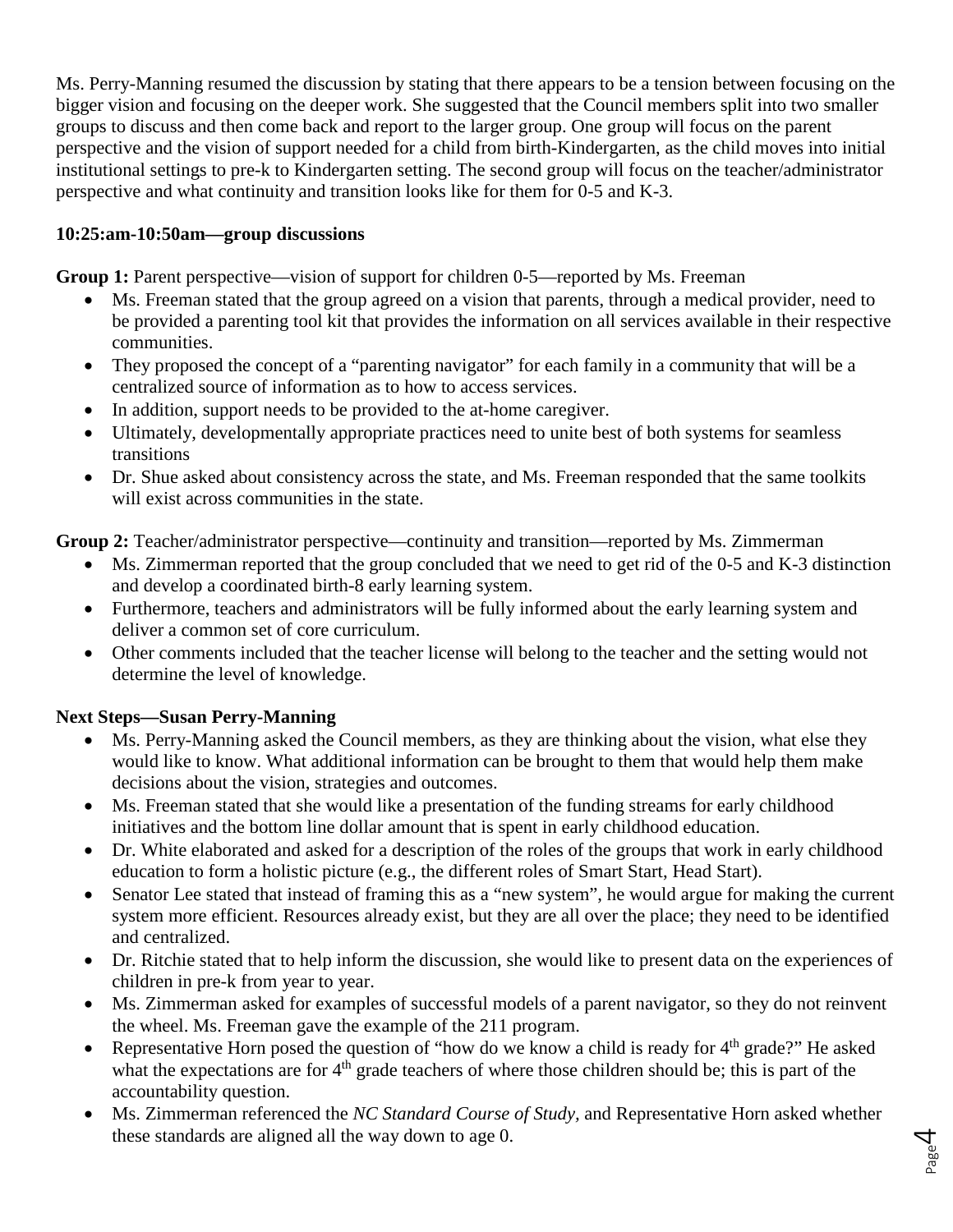Ms. Perry-Manning resumed the discussion by stating that there appears to be a tension between focusing on the bigger vision and focusing on the deeper work. She suggested that the Council members split into two smaller groups to discuss and then come back and report to the larger group. One group will focus on the parent perspective and the vision of support needed for a child from birth-Kindergarten, as the child moves into initial institutional settings to pre-k to Kindergarten setting. The second group will focus on the teacher/administrator perspective and what continuity and transition looks like for them for 0-5 and K-3.

**10:25:am-10:50am—group discussions**

**Group 1:** Parent perspective—vision of support for children 0-5—reported by Ms. Freeman

- Ms. Freeman stated that the group agreed on a vision that parents, through a medical provider, need to be provided a parenting tool kit that provides the information on all services available in their respective communities.
- They proposed the concept of a "parenting navigator" for each family in a community that will be a centralized source of information as to how to access services.
- In addition, support needs to be provided to the at-home caregiver.
- Ultimately, developmentally appropriate practices need to unite best of both systems for seamless transitions
- Dr. Shue asked about consistency across the state, and Ms. Freeman responded that the same toolkits will exist across communities in the state.

**Group 2:** Teacher/administrator perspective—continuity and transition—reported by Ms. Zimmerman

- Ms. Zimmerman reported that the group concluded that we need to get rid of the 0-5 and K-3 distinction and develop a coordinated birth-8 early learning system.
- Furthermore, teachers and administrators will be fully informed about the early learning system and deliver a common set of core curriculum.
- Other comments included that the teacher license will belong to the teacher and the setting would not determine the level of knowledge.

**Next Steps—Susan Perry-Manning**

- Ms. Perry-Manning asked the Council members, as they are thinking about the vision, what else they would like to know. What additional information can be brought to them that would help them make decisions about the vision, strategies and outcomes.
- Ms. Freeman stated that she would like a presentation of the funding streams for early childhood initiatives and the bottom line dollar amount that is spent in early childhood education.
- Dr. White elaborated and asked for a description of the roles of the groups that work in early childhood education to form a holistic picture (e.g., the different roles of Smart Start, Head Start).
- Senator Lee stated that instead of framing this as a "new system", he would argue for making the current system more efficient. Resources already exist, but they are all over the place; they need to be identified and centralized.
- Dr. Ritchie stated that to help inform the discussion, she would like to present data on the experiences of children in pre-k from year to year.
- Ms. Zimmerman asked for examples of successful models of a parent navigator, so they do not reinvent the wheel. Ms. Freeman gave the example of the 211 program.
- Representative Horn posed the question of "how do we know a child is ready for 4th grade?" He asked what the expectations are for 4th grade teachers of where those children should be; this is part of the accountability question.
- Ms. Zimmerman referenced the *NC Standard Course of Study*, and Representative Horn asked whether these standards are aligned all the way down to age 0.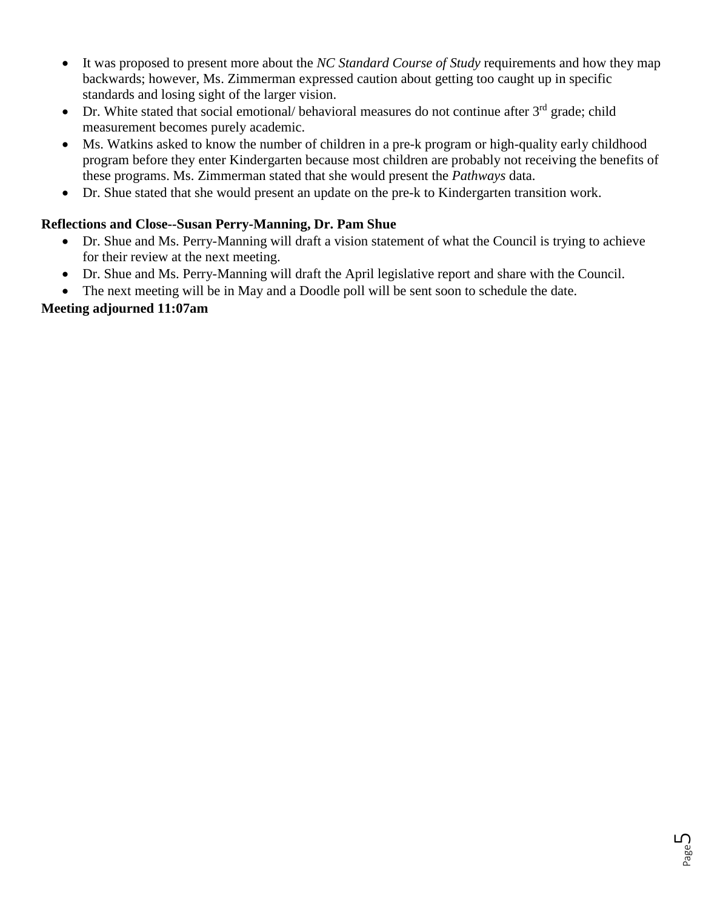- It was proposed to present more about the *NC Standard Course of Study* requirements and how they map backwards; however, Ms. Zimmerman expressed caution about getting too caught up in specific standards and losing sight of the larger vision.
- Dr. White stated that social emotional/ behavioral measures do not continue after 3rd grade; child measurement becomes purely academic.
- Ms. Watkins asked to know the number of children in a pre-k program or high-quality early childhood program before they enter Kindergarten because most children are probably not receiving the benefits of these programs. Ms. Zimmerman stated that she would present the *Pathways* data.
- Dr. Shue stated that she would present an update on the pre-k to Kindergarten transition work.

**Reflections and Close--Susan Perry-Manning, Dr. Pam Shue**

- Dr. Shue and Ms. Perry-Manning will draft a vision statement of what the Council is trying to achieve for their review at the next meeting.
- Dr. Shue and Ms. Perry-Manning will draft the April legislative report and share with the Council.
- The next meeting will be in May and a Doodle poll will be sent soon to schedule the date.

**Meeting adjourned 11:07am**